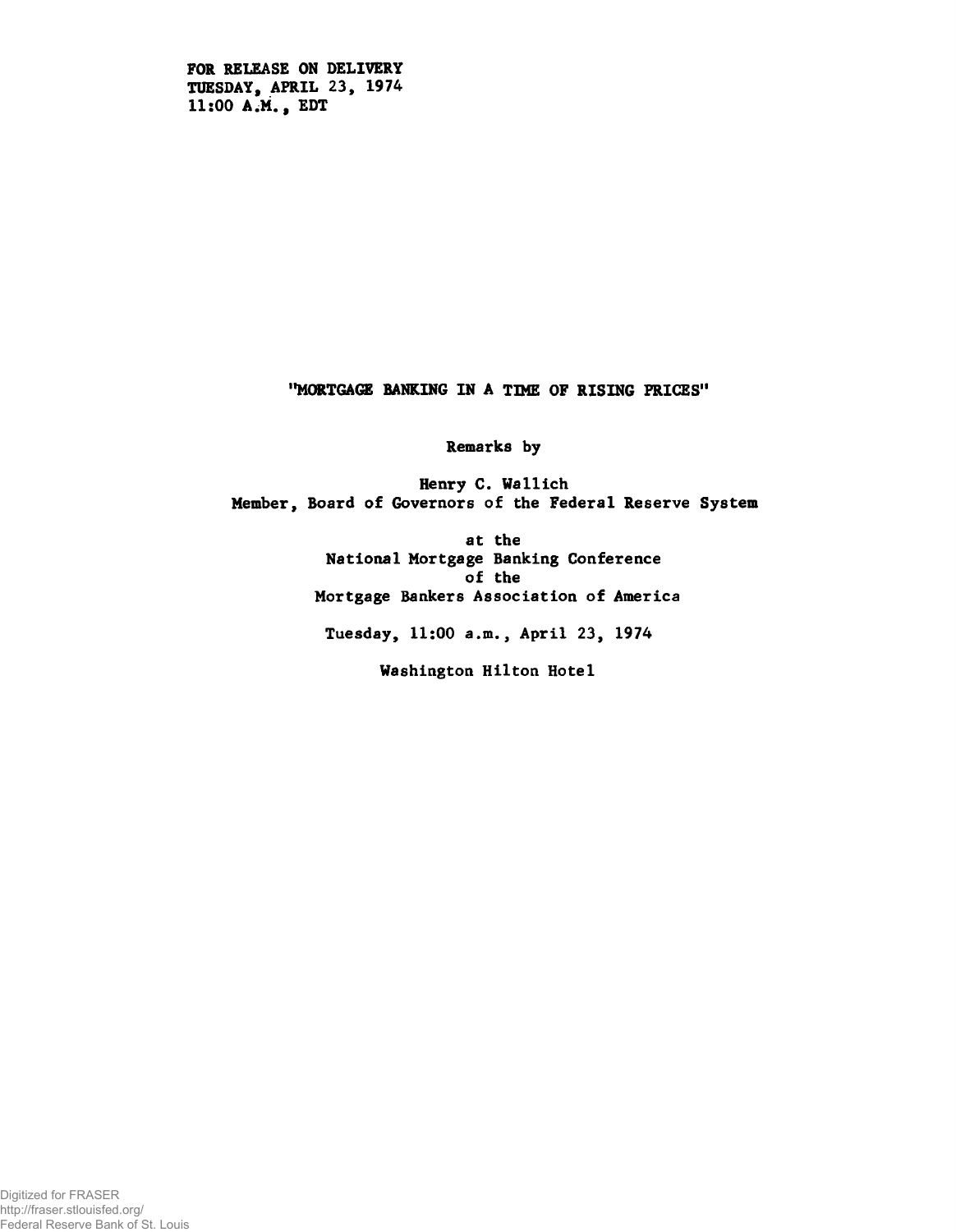**FOR RELEASE ON DELIVERY**
**TUESDAY, APRIL 23, 1974**
**11:00 A.M., EDT**

# "MORTGAGE BANKING IN A TIME OF RISING PRICES"

Remarks by

Henry C. Wallich
Member, Board of Governors of the Federal Reserve System

at the
National Mortgage Banking Conference
of the
Mortgage Bankers Association of America

Tuesday, 11:00 a.m., April 23, 1974

Washington Hilton Hotel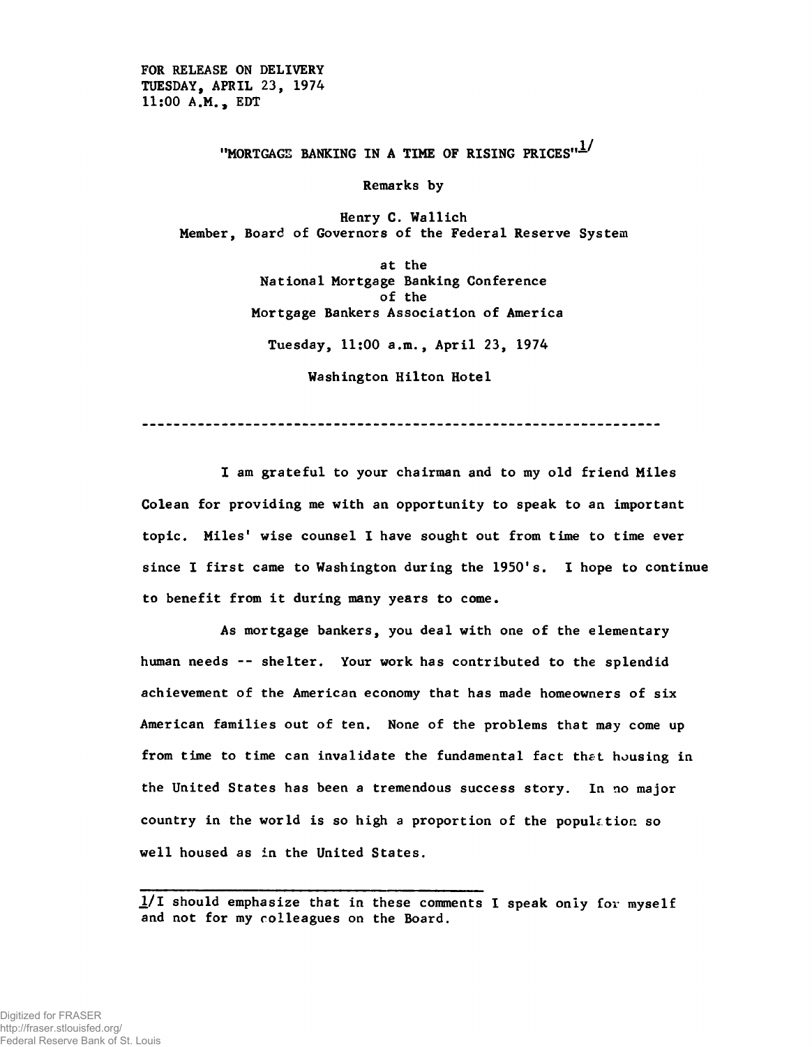FOR RELEASE ON DELIVERY
TUESDAY, APRIL 23, 1974
11:00 A.M., EDT

# "MORTGAGE BANKING IN A TIME OF RISING PRICES"[1]

Remarks by

Henry C. Wallich
Member, Board of Governors of the Federal Reserve System

at the
National Mortgage Banking Conference
of the
Mortgage Bankers Association of America

Tuesday, 11:00 a.m., April 23, 1974

Washington Hilton Hotel

---

I am grateful to your chairman and to my old friend Miles Colean for providing me with an opportunity to speak to an important topic. Miles' wise counsel I have sought out from time to time ever since I first came to Washington during the 1950's. I hope to continue to benefit from it during many years to come.

As mortgage bankers, you deal with one of the elementary human needs -- shelter. Your work has contributed to the splendid achievement of the American economy that has made homeowners of six American families out of ten. None of the problems that may come up from time to time can invalidate the fundamental fact that housing in the United States has been a tremendous success story. In no major country in the world is so high a proportion of the population so well housed as in the United States.

---

[1] I should emphasize that in these comments I speak only for myself and not for my colleagues on the Board.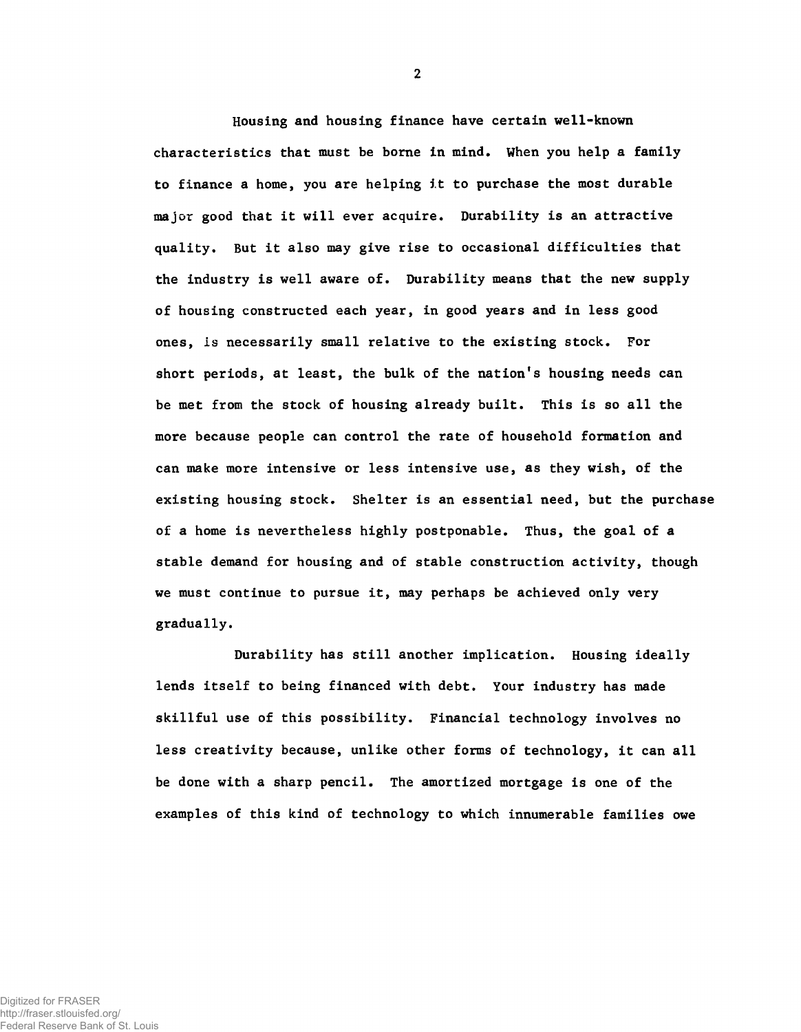Housing and housing finance have certain well-known characteristics that must be borne in mind. When you help a family to finance a home, you are helping it to purchase the most durable major good that it will ever acquire. Durability is an attractive quality. But it also may give rise to occasional difficulties that the industry is well aware of. Durability means that the new supply of housing constructed each year, in good years and in less good ones, is necessarily small relative to the existing stock. For short periods, at least, the bulk of the nation's housing needs can be met from the stock of housing already built. This is so all the more because people can control the rate of household formation and can make more intensive or less intensive use, as they wish, of the existing housing stock. Shelter is an essential need, but the purchase of a home is nevertheless highly postponable. Thus, the goal of a stable demand for housing and of stable construction activity, though we must continue to pursue it, may perhaps be achieved only very gradually.

Durability has still another implication. Housing ideally lends itself to being financed with debt. Your industry has made skillful use of this possibility. Financial technology involves no less creativity because, unlike other forms of technology, it can all be done with a sharp pencil. The amortized mortgage is one of the examples of this kind of technology to which innumerable families owe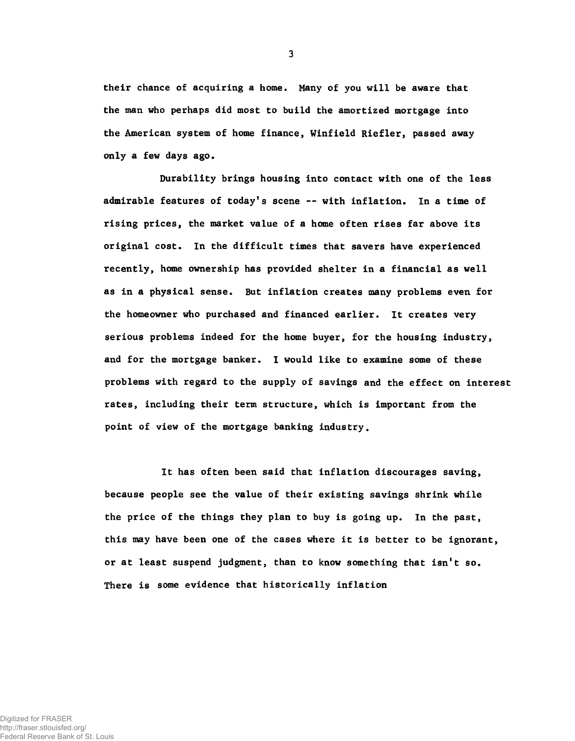their chance of acquiring a home. Many of you will be aware that the man who perhaps did most to build the amortized mortgage into the American system of home finance, Winfield Riefler, passed away only a few days ago.

Durability brings housing into contact with one of the less admirable features of today's scene -- with inflation. In a time of rising prices, the market value of a home often rises far above its original cost. In the difficult times that savers have experienced recently, home ownership has provided shelter in a financial as well as in a physical sense. But inflation creates many problems even for the homeowner who purchased and financed earlier. It creates very serious problems indeed for the home buyer, for the housing industry, and for the mortgage banker. I would like to examine some of these problems with regard to the supply of savings and the effect on interest rates, including their term structure, which is important from the point of view of the mortgage banking industry.

It has often been said that inflation discourages saving, because people see the value of their existing savings shrink while the price of the things they plan to buy is going up. In the past, this may have been one of the cases where it is better to be ignorant, or at least suspend judgment, than to know something that isn't so. There is some evidence that historically inflation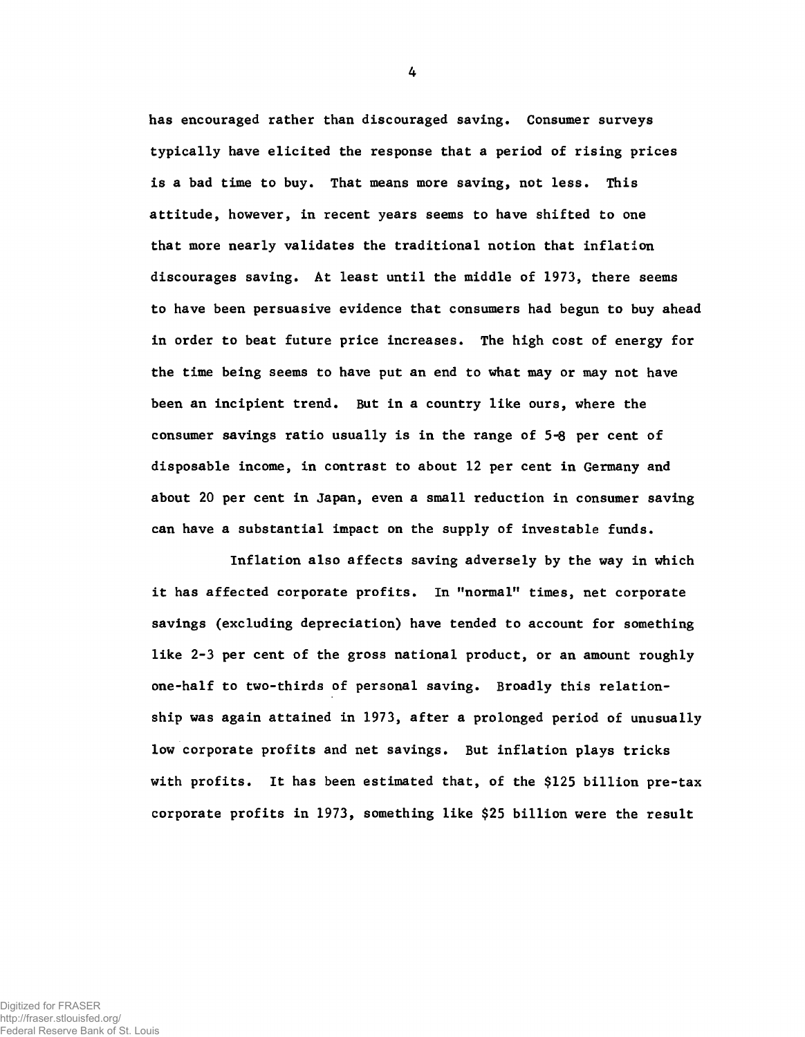has encouraged rather than discouraged saving. Consumer surveys typically have elicited the response that a period of rising prices is a bad time to buy. That means more saving, not less. This attitude, however, in recent years seems to have shifted to one that more nearly validates the traditional notion that inflation discourages saving. At least until the middle of 1973, there seems to have been persuasive evidence that consumers had begun to buy ahead in order to beat future price increases. The high cost of energy for the time being seems to have put an end to what may or may not have been an incipient trend. But in a country like ours, where the consumer savings ratio usually is in the range of 5-8 per cent of disposable income, in contrast to about 12 per cent in Germany and about 20 per cent in Japan, even a small reduction in consumer saving can have a substantial impact on the supply of investable funds.

Inflation also affects saving adversely by the way in which it has affected corporate profits. In "normal" times, net corporate savings (excluding depreciation) have tended to account for something like 2-3 per cent of the gross national product, or an amount roughly one-half to two-thirds of personal saving. Broadly this relationship was again attained in 1973, after a prolonged period of unusually low corporate profits and net savings. But inflation plays tricks with profits. It has been estimated that, of the $125 billion pre-tax corporate profits in 1973, something like $25 billion were the result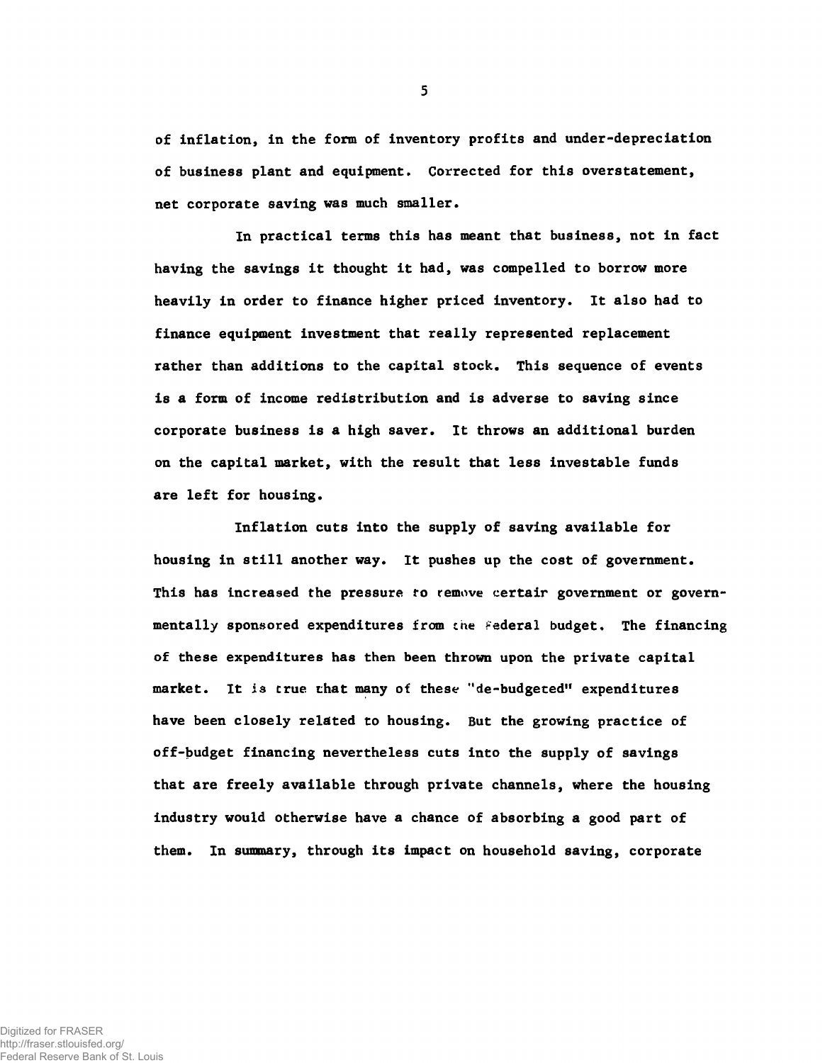of inflation, in the form of inventory profits and under-depreciation of business plant and equipment. Corrected for this overstatement, net corporate saving was much smaller.

In practical terms this has meant that business, not in fact having the savings it thought it had, was compelled to borrow more heavily in order to finance higher priced inventory. It also had to finance equipment investment that really represented replacement rather than additions to the capital stock. This sequence of events is a form of income redistribution and is adverse to saving since corporate business is a high saver. It throws an additional burden on the capital market, with the result that less investable funds are left for housing.

Inflation cuts into the supply of saving available for housing in still another way. It pushes up the cost of government. This has increased the pressure to remove certain government or governmentally sponsored expenditures from the Federal budget. The financing of these expenditures has then been thrown upon the private capital market. It is true that many of these "de-budgeted" expenditures have been closely related to housing. But the growing practice of off-budget financing nevertheless cuts into the supply of savings that are freely available through private channels, where the housing industry would otherwise have a chance of absorbing a good part of them. In summary, through its impact on household saving, corporate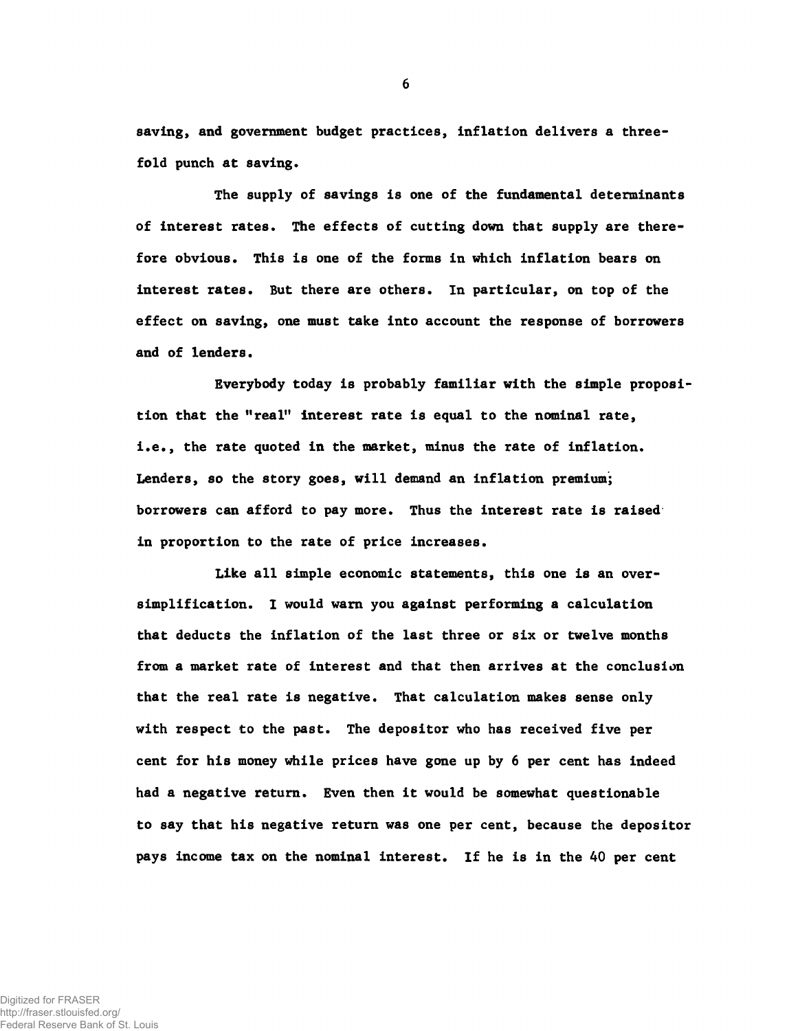saving, and government budget practices, inflation delivers a threefold punch at saving.

The supply of savings is one of the fundamental determinants of interest rates. The effects of cutting down that supply are therefore obvious. This is one of the forms in which inflation bears on interest rates. But there are others. In particular, on top of the effect on saving, one must take into account the response of borrowers and of lenders.

Everybody today is probably familiar with the simple proposition that the "real" interest rate is equal to the nominal rate, i.e., the rate quoted in the market, minus the rate of inflation. Lenders, so the story goes, will demand an inflation premium; borrowers can afford to pay more. Thus the interest rate is raised in proportion to the rate of price increases.

Like all simple economic statements, this one is an oversimplification. I would warn you against performing a calculation that deducts the inflation of the last three or six or twelve months from a market rate of interest and that then arrives at the conclusion that the real rate is negative. That calculation makes sense only with respect to the past. The depositor who has received five per cent for his money while prices have gone up by 6 per cent has indeed had a negative return. Even then it would be somewhat questionable to say that his negative return was one per cent, because the depositor pays income tax on the nominal interest. If he is in the 40 per cent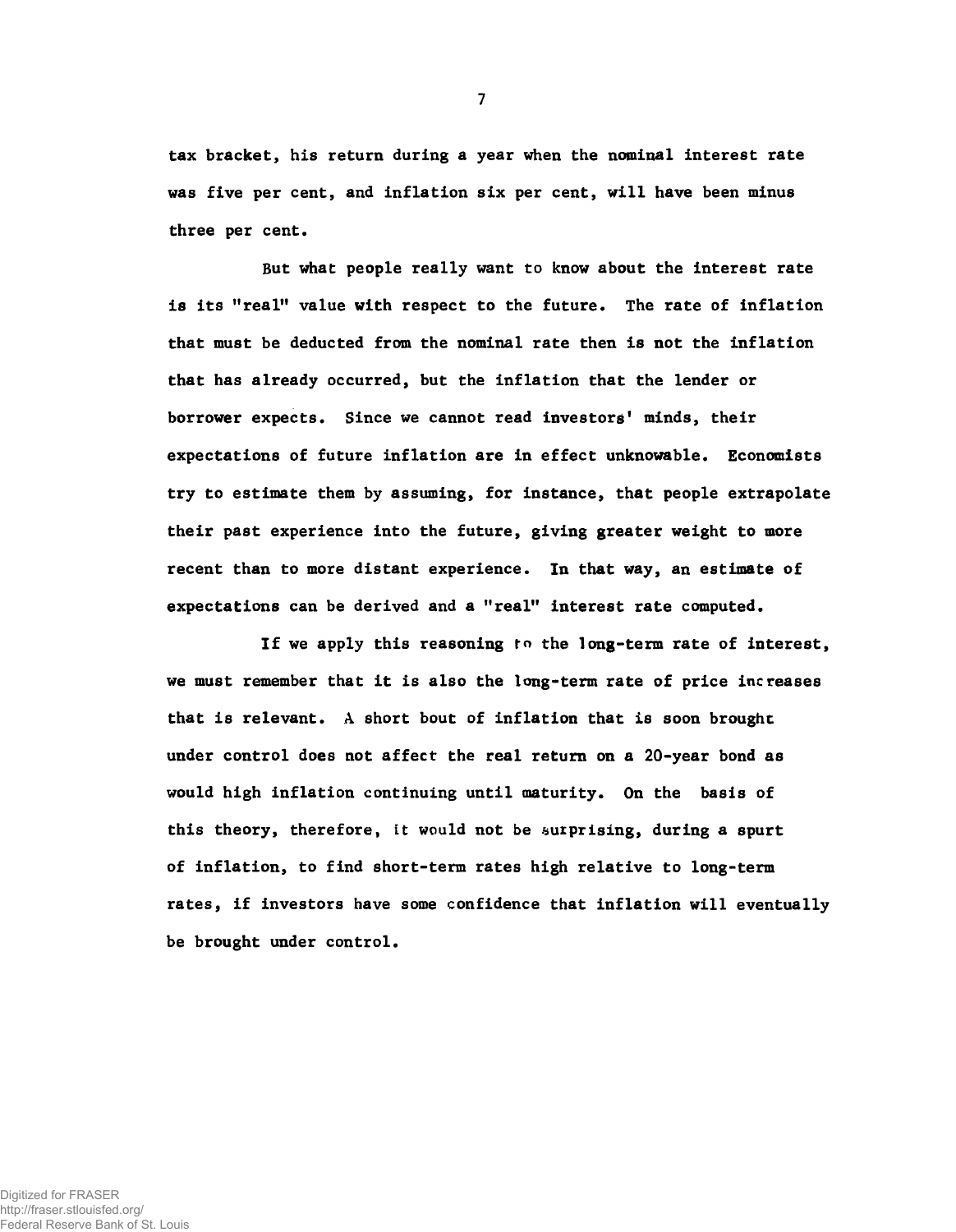tax bracket, his return during a year when the nominal interest rate was five per cent, and inflation six per cent, will have been minus three per cent.

But what people really want to know about the interest rate is its "real" value with respect to the future. The rate of inflation that must be deducted from the nominal rate then is not the inflation that has already occurred, but the inflation that the lender or borrower expects. Since we cannot read investors' minds, their expectations of future inflation are in effect unknowable. Economists try to estimate them by assuming, for instance, that people extrapolate their past experience into the future, giving greater weight to more recent than to more distant experience. In that way, an estimate of expectations can be derived and a "real" interest rate computed.

If we apply this reasoning to the long-term rate of interest, we must remember that it is also the long-term rate of price increases that is relevant. A short bout of inflation that is soon brought under control does not affect the real return on a 20-year bond as would high inflation continuing until maturity. On the basis of this theory, therefore, it would not be surprising, during a spurt of inflation, to find short-term rates high relative to long-term rates, if investors have some confidence that inflation will eventually be brought under control.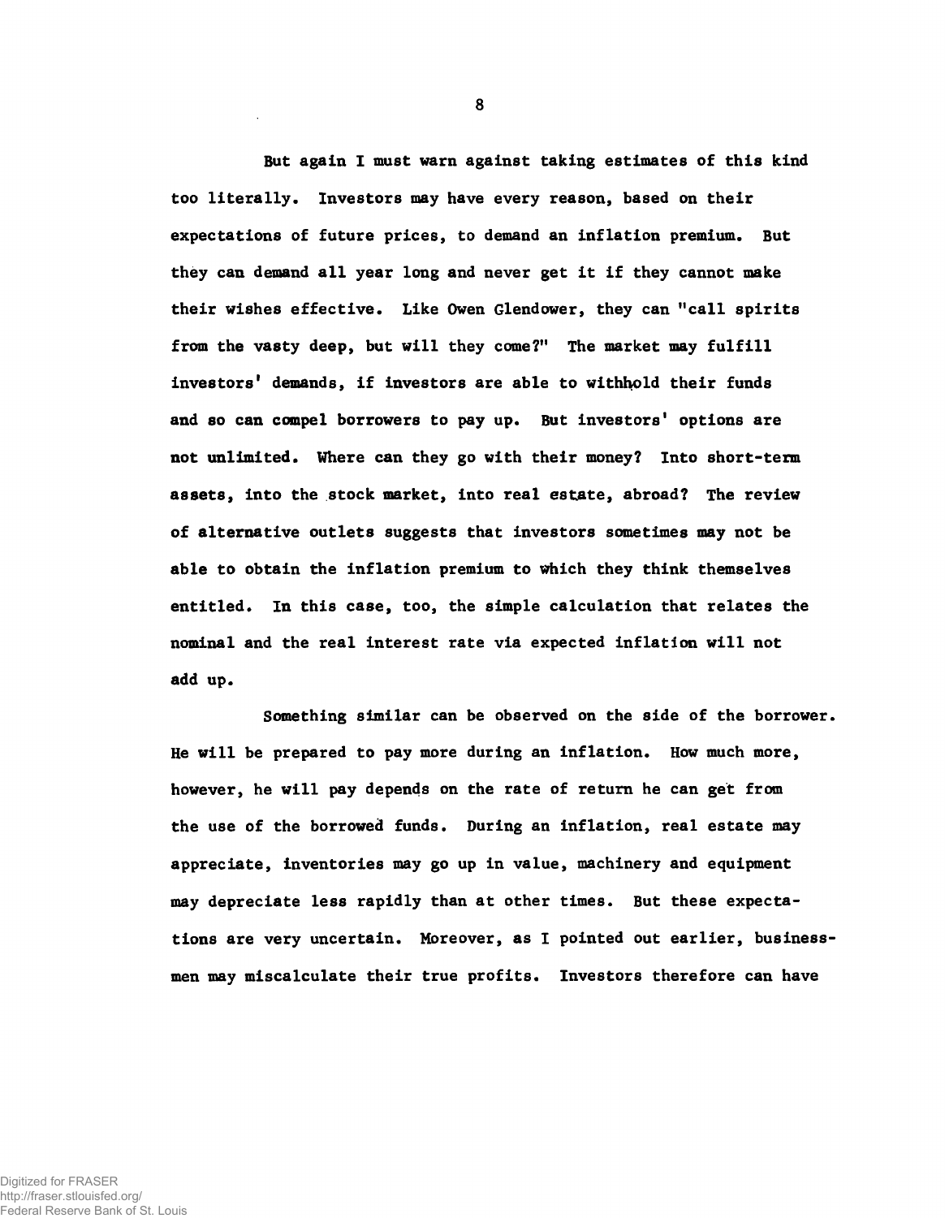But again I must warn against taking estimates of this kind too literally. Investors may have every reason, based on their expectations of future prices, to demand an inflation premium. But they can demand all year long and never get it if they cannot make their wishes effective. Like Owen Glendower, they can "call spirits from the vasty deep, but will they come?" The market may fulfill investors' demands, if investors are able to withhold their funds and so can compel borrowers to pay up. But investors' options are not unlimited. Where can they go with their money? Into short-term assets, into the stock market, into real estate, abroad? The review of alternative outlets suggests that investors sometimes may not be able to obtain the inflation premium to which they think themselves entitled. In this case, too, the simple calculation that relates the nominal and the real interest rate via expected inflation will not add up.

Something similar can be observed on the side of the borrower. He will be prepared to pay more during an inflation. How much more, however, he will pay depends on the rate of return he can get from the use of the borrowed funds. During an inflation, real estate may appreciate, inventories may go up in value, machinery and equipment may depreciate less rapidly than at other times. But these expectations are very uncertain. Moreover, as I pointed out earlier, businessmen may miscalculate their true profits. Investors therefore can have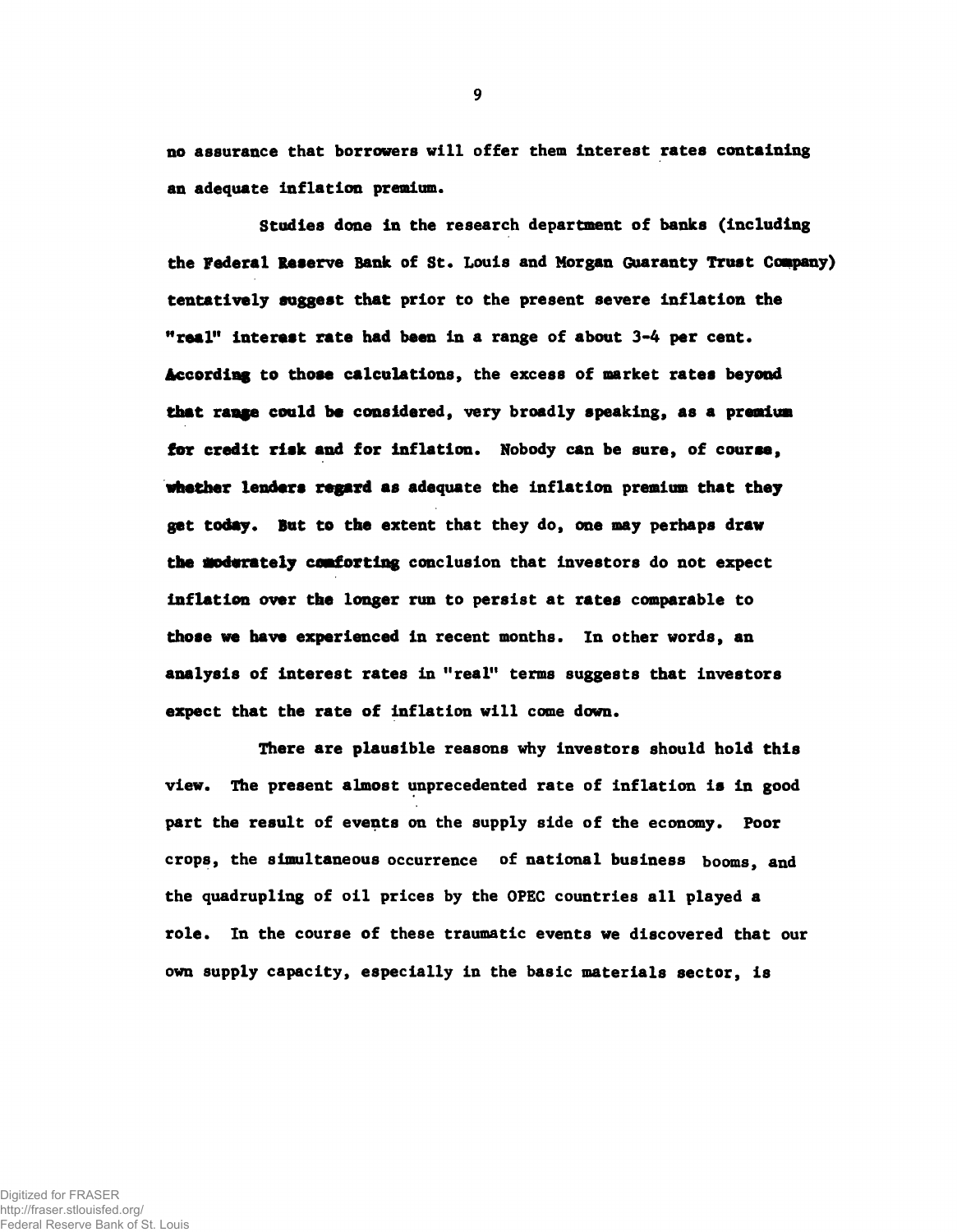no assurance that borrowers will offer them interest rates containing an adequate inflation premium.

Studies done in the research department of banks (including the Federal Reserve Bank of St. Louis and Morgan Guaranty Trust Company) tentatively suggest that prior to the present severe inflation the "real" interest rate had been in a range of about 3-4 per cent. According to those calculations, the excess of market rates beyond that range could be considered, very broadly speaking, as a premium for credit risk and for inflation. Nobody can be sure, of course, whether lenders regard as adequate the inflation premium that they get today. But to the extent that they do, one may perhaps draw the moderately comforting conclusion that investors do not expect inflation over the longer run to persist at rates comparable to those we have experienced in recent months. In other words, an analysis of interest rates in "real" terms suggests that investors expect that the rate of inflation will come down.

There are plausible reasons why investors should hold this view. The present almost unprecedented rate of inflation is in good part the result of events on the supply side of the economy. Poor crops, the simultaneous occurrence of national business booms, and the quadrupling of oil prices by the OPEC countries all played a role. In the course of these traumatic events we discovered that our own supply capacity, especially in the basic materials sector, is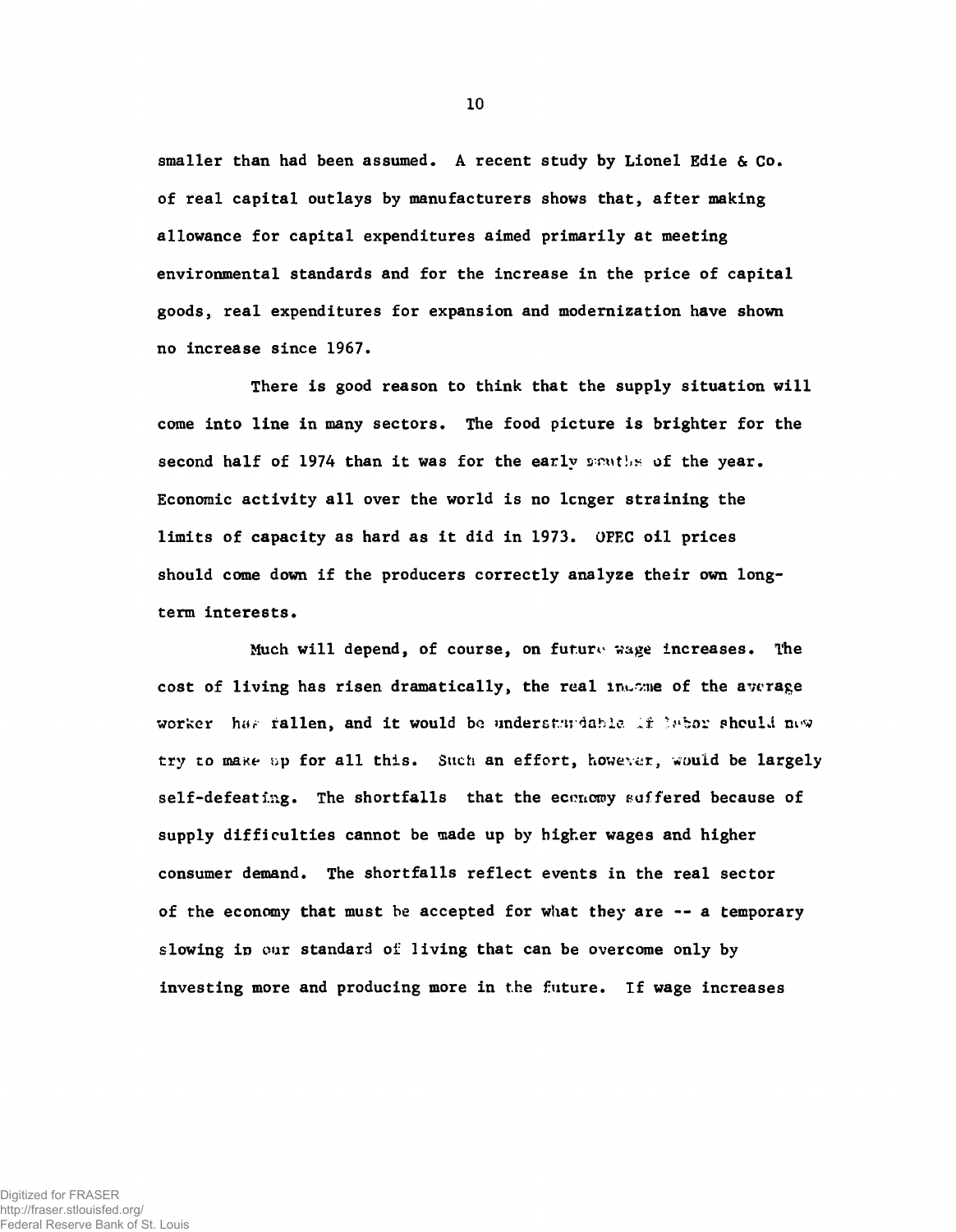smaller than had been assumed. A recent study by Lionel Edie & Co. of real capital outlays by manufacturers shows that, after making allowance for capital expenditures aimed primarily at meeting environmental standards and for the increase in the price of capital goods, real expenditures for expansion and modernization have shown no increase since 1967.

There is good reason to think that the supply situation will come into line in many sectors. The food picture is brighter for the second half of 1974 than it was for the early months of the year. Economic activity all over the world is no longer straining the limits of capacity as hard as it did in 1973. OPEC oil prices should come down if the producers correctly analyze their own long-term interests.

Much will depend, of course, on future wage increases. The cost of living has risen dramatically, the real income of the average worker has fallen, and it would be understandable if labor should now try to make up for all this. Such an effort, however, would be largely self-defeating. The shortfalls that the economy suffered because of supply difficulties cannot be made up by higher wages and higher consumer demand. The shortfalls reflect events in the real sector of the economy that must be accepted for what they are -- a temporary slowing in our standard of living that can be overcome only by investing more and producing more in the future. If wage increases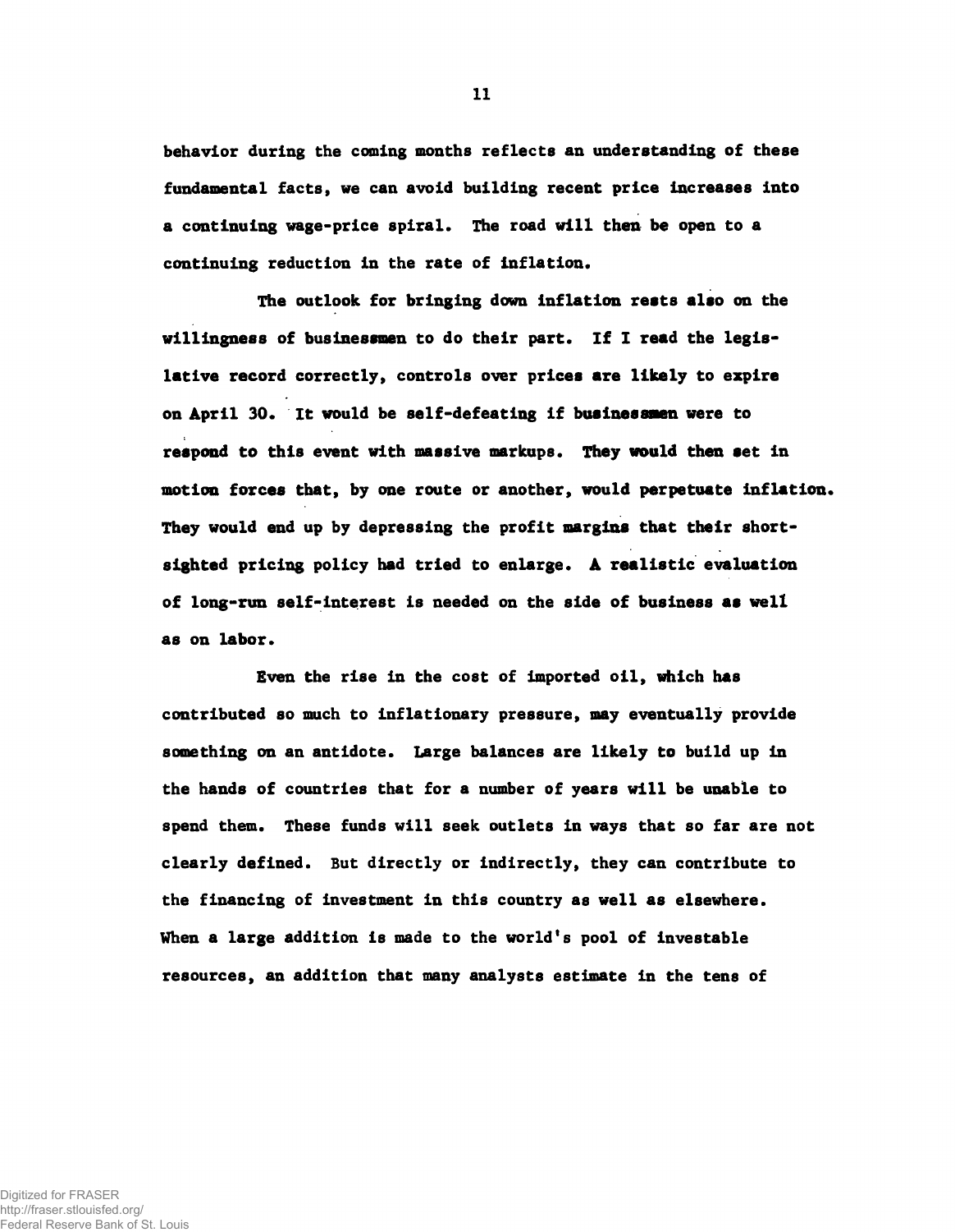behavior during the coming months reflects an understanding of these fundamental facts, we can avoid building recent price increases into a continuing wage-price spiral. The road will then be open to a continuing reduction in the rate of inflation.

The outlook for bringing down inflation rests also on the willingness of businessmen to do their part. If I read the legislative record correctly, controls over prices are likely to expire on April 30. It would be self-defeating if businessmen were to respond to this event with massive markups. They would then set in motion forces that, by one route or another, would perpetuate inflation. They would end up by depressing the profit margins that their short-sighted pricing policy had tried to enlarge. A realistic evaluation of long-run self-interest is needed on the side of business as well as on labor.

Even the rise in the cost of imported oil, which has contributed so much to inflationary pressure, may eventually provide something on an antidote. Large balances are likely to build up in the hands of countries that for a number of years will be unable to spend them. These funds will seek outlets in ways that so far are not clearly defined. But directly or indirectly, they can contribute to the financing of investment in this country as well as elsewhere. When a large addition is made to the world's pool of investable resources, an addition that many analysts estimate in the tens of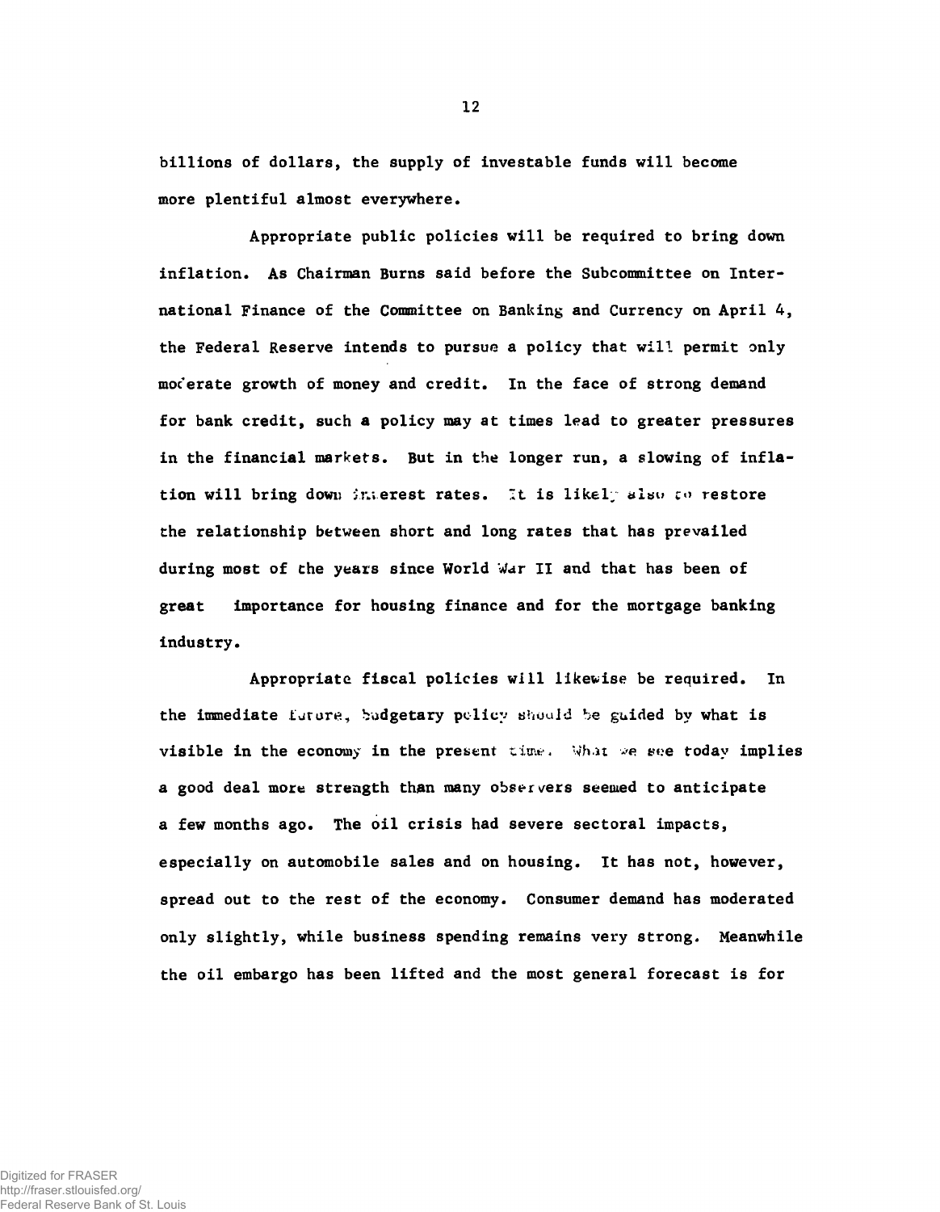billions of dollars, the supply of investable funds will become more plentiful almost everywhere.

Appropriate public policies will be required to bring down inflation. As Chairman Burns said before the Subcommittee on International Finance of the Committee on Banking and Currency on April 4, the Federal Reserve intends to pursue a policy that will permit only moderate growth of money and credit. In the face of strong demand for bank credit, such a policy may at times lead to greater pressures in the financial markets. But in the longer run, a slowing of inflation will bring down interest rates. It is likely also to restore the relationship between short and long rates that has prevailed during most of the years since World War II and that has been of great importance for housing finance and for the mortgage banking industry.

Appropriate fiscal policies will likewise be required. In the immediate future, budgetary policy should be guided by what is visible in the economy in the present time. What we see today implies a good deal more strength than many observers seemed to anticipate a few months ago. The oil crisis had severe sectoral impacts, especially on automobile sales and on housing. It has not, however, spread out to the rest of the economy. Consumer demand has moderated only slightly, while business spending remains very strong. Meanwhile the oil embargo has been lifted and the most general forecast is for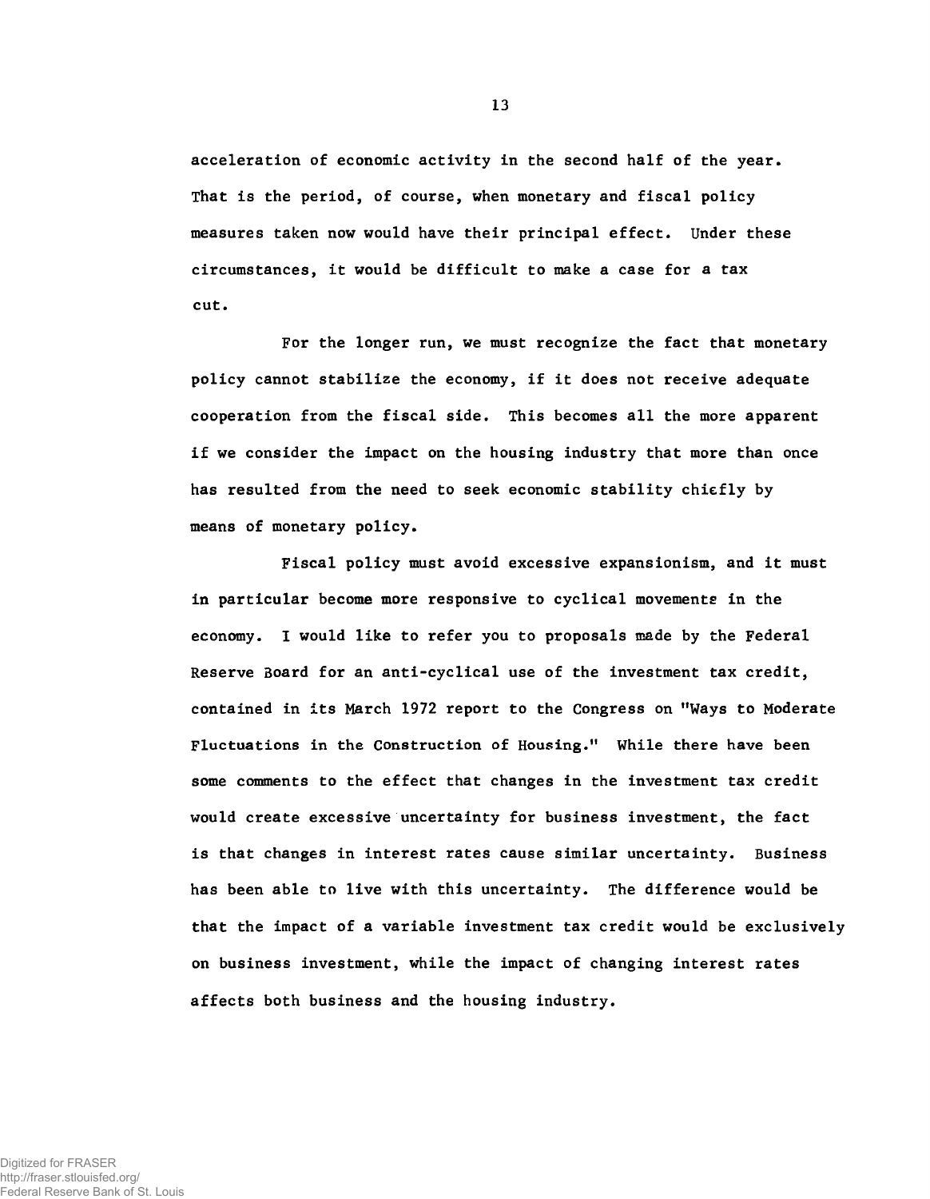acceleration of economic activity in the second half of the year. That is the period, of course, when monetary and fiscal policy measures taken now would have their principal effect. Under these circumstances, it would be difficult to make a case for a tax cut.

For the longer run, we must recognize the fact that monetary policy cannot stabilize the economy, if it does not receive adequate cooperation from the fiscal side. This becomes all the more apparent if we consider the impact on the housing industry that more than once has resulted from the need to seek economic stability chiefly by means of monetary policy.

Fiscal policy must avoid excessive expansionism, and it must in particular become more responsive to cyclical movements in the economy. I would like to refer you to proposals made by the Federal Reserve Board for an anti-cyclical use of the investment tax credit, contained in its March 1972 report to the Congress on "Ways to Moderate Fluctuations in the Construction of Housing." While there have been some comments to the effect that changes in the investment tax credit would create excessive uncertainty for business investment, the fact is that changes in interest rates cause similar uncertainty. Business has been able to live with this uncertainty. The difference would be that the impact of a variable investment tax credit would be exclusively on business investment, while the impact of changing interest rates affects both business and the housing industry.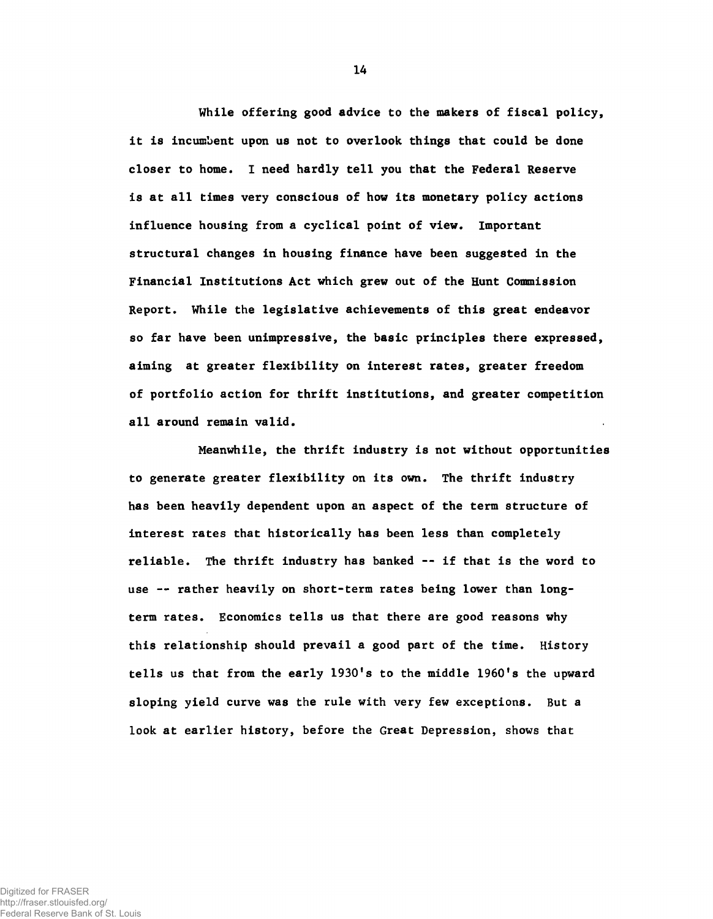While offering good advice to the makers of fiscal policy, it is incumbent upon us not to overlook things that could be done closer to home. I need hardly tell you that the Federal Reserve is at all times very conscious of how its monetary policy actions influence housing from a cyclical point of view. Important structural changes in housing finance have been suggested in the Financial Institutions Act which grew out of the Hunt Commission Report. While the legislative achievements of this great endeavor so far have been unimpressive, the basic principles there expressed, aiming at greater flexibility on interest rates, greater freedom of portfolio action for thrift institutions, and greater competition all around remain valid.

Meanwhile, the thrift industry is not without opportunities to generate greater flexibility on its own. The thrift industry has been heavily dependent upon an aspect of the term structure of interest rates that historically has been less than completely reliable. The thrift industry has banked -- if that is the word to use -- rather heavily on short-term rates being lower than long-term rates. Economics tells us that there are good reasons why this relationship should prevail a good part of the time. History tells us that from the early 1930's to the middle 1960's the upward sloping yield curve was the rule with very few exceptions. But a look at earlier history, before the Great Depression, shows that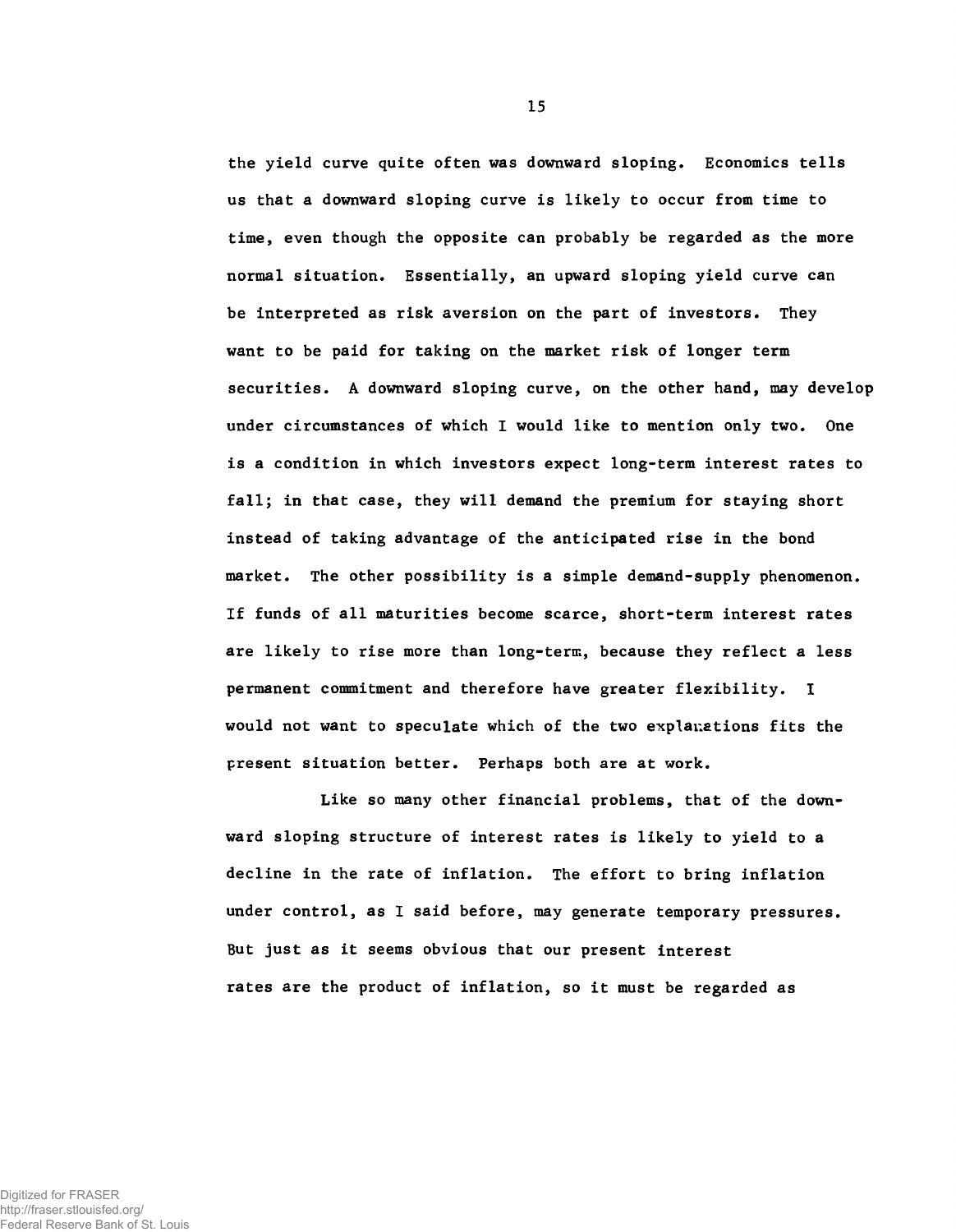the yield curve quite often was downward sloping. Economics tells us that a downward sloping curve is likely to occur from time to time, even though the opposite can probably be regarded as the more normal situation. Essentially, an upward sloping yield curve can be interpreted as risk aversion on the part of investors. They want to be paid for taking on the market risk of longer term securities. A downward sloping curve, on the other hand, may develop under circumstances of which I would like to mention only two. One is a condition in which investors expect long-term interest rates to fall; in that case, they will demand the premium for staying short instead of taking advantage of the anticipated rise in the bond market. The other possibility is a simple demand-supply phenomenon. If funds of all maturities become scarce, short-term interest rates are likely to rise more than long-term, because they reflect a less permanent commitment and therefore have greater flexibility. I would not want to speculate which of the two explanations fits the present situation better. Perhaps both are at work.

Like so many other financial problems, that of the downward sloping structure of interest rates is likely to yield to a decline in the rate of inflation. The effort to bring inflation under control, as I said before, may generate temporary pressures. But just as it seems obvious that our present interest rates are the product of inflation, so it must be regarded as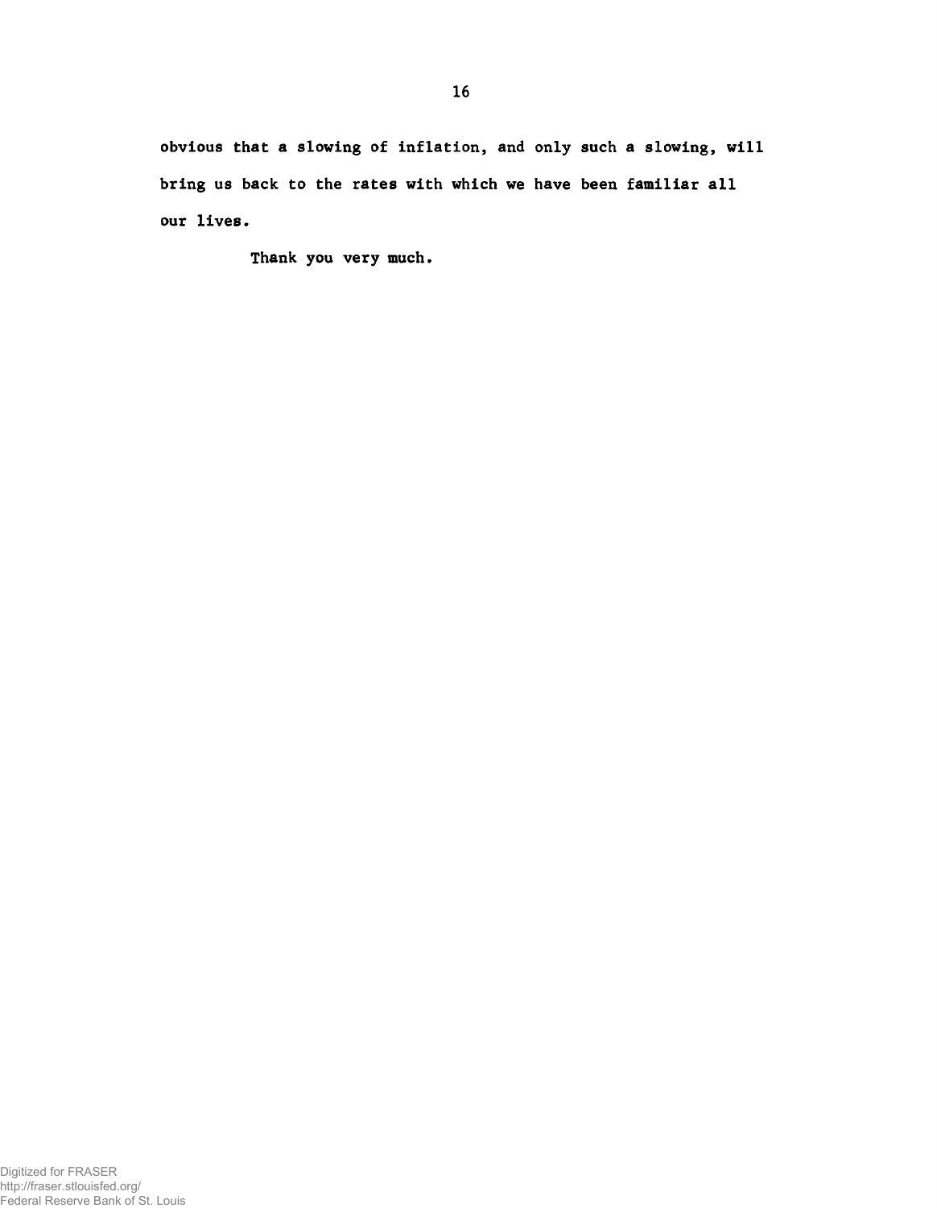obvious that a slowing of inflation, and only such a slowing, will bring us back to the rates with which we have been familiar all our lives.

Thank you very much.